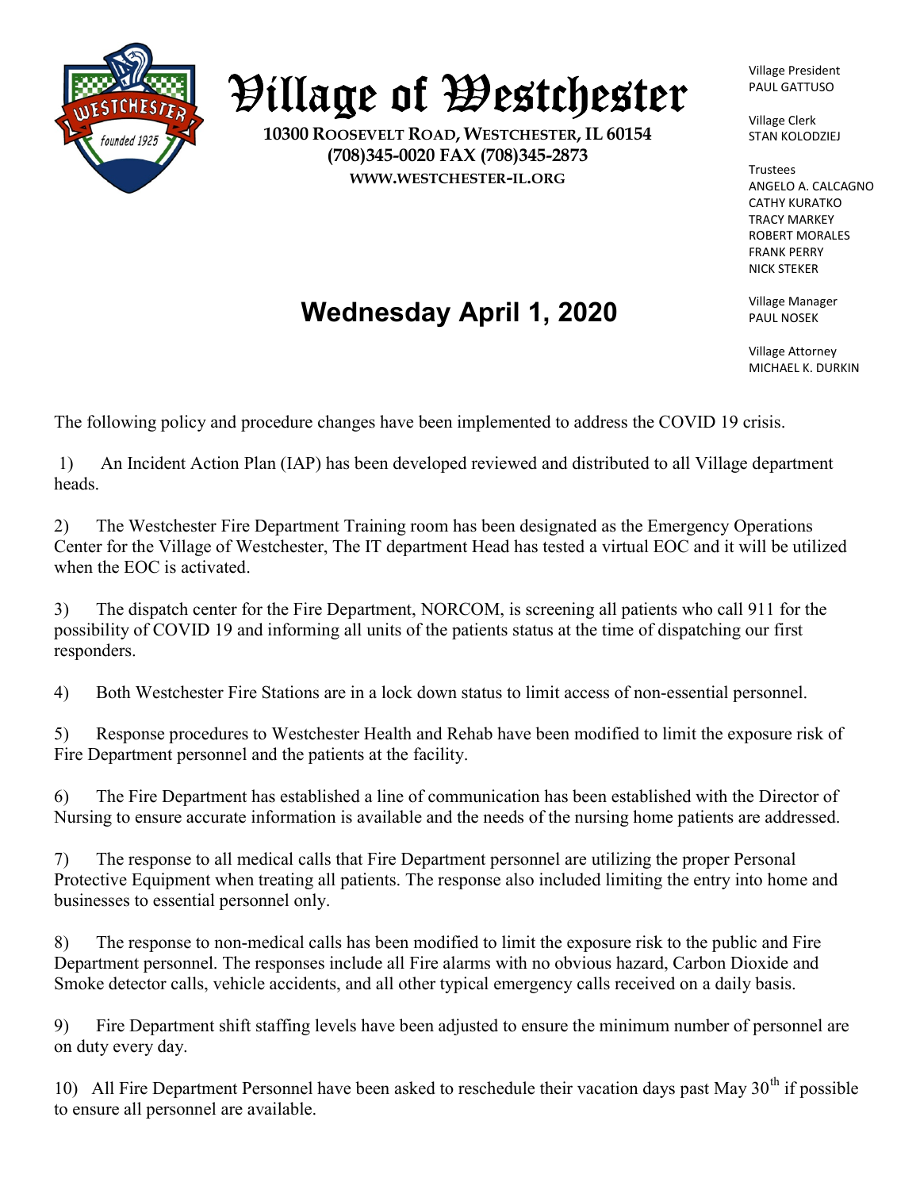# Village of Westchester

**10300 Roosevelt Road, Westchester, IL 60154**
**(708)345-0020 FAX (708)345-2873**
**WWW.WESTCHESTER-IL.ORG**

Village President
PAUL GATTUSO

Village Clerk
STAN KOLODZIEJ

Trustees
ANGELO A. CALCAGNO
CATHY KURATKO
TRACY MARKEY
ROBERT MORALES
FRANK PERRY
NICK STEKER

Village Manager
PAUL NOSEK

Village Attorney
MICHAEL K. DURKIN

## Wednesday April 1, 2020

The following policy and procedure changes have been implemented to address the COVID 19 crisis.

1) An Incident Action Plan (IAP) has been developed reviewed and distributed to all Village department heads.

2) The Westchester Fire Department Training room has been designated as the Emergency Operations Center for the Village of Westchester, The IT department Head has tested a virtual EOC and it will be utilized when the EOC is activated.

3) The dispatch center for the Fire Department, NORCOM, is screening all patients who call 911 for the possibility of COVID 19 and informing all units of the patients status at the time of dispatching our first responders.

4) Both Westchester Fire Stations are in a lock down status to limit access of non-essential personnel.

5) Response procedures to Westchester Health and Rehab have been modified to limit the exposure risk of Fire Department personnel and the patients at the facility.

6) The Fire Department has established a line of communication has been established with the Director of Nursing to ensure accurate information is available and the needs of the nursing home patients are addressed.

7) The response to all medical calls that Fire Department personnel are utilizing the proper Personal Protective Equipment when treating all patients. The response also included limiting the entry into home and businesses to essential personnel only.

8) The response to non-medical calls has been modified to limit the exposure risk to the public and Fire Department personnel. The responses include all Fire alarms with no obvious hazard, Carbon Dioxide and Smoke detector calls, vehicle accidents, and all other typical emergency calls received on a daily basis.

9) Fire Department shift staffing levels have been adjusted to ensure the minimum number of personnel are on duty every day.

10) All Fire Department Personnel have been asked to reschedule their vacation days past May 30th if possible to ensure all personnel are available.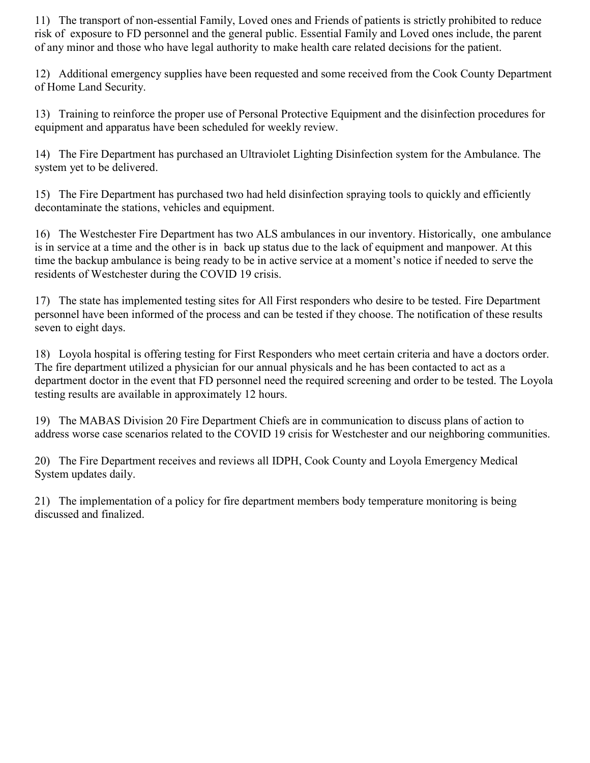11) The transport of non-essential Family, Loved ones and Friends of patients is strictly prohibited to reduce risk of exposure to FD personnel and the general public. Essential Family and Loved ones include, the parent of any minor and those who have legal authority to make health care related decisions for the patient.

12) Additional emergency supplies have been requested and some received from the Cook County Department of Home Land Security.

13) Training to reinforce the proper use of Personal Protective Equipment and the disinfection procedures for equipment and apparatus have been scheduled for weekly review.

14) The Fire Department has purchased an Ultraviolet Lighting Disinfection system for the Ambulance. The system yet to be delivered.

15) The Fire Department has purchased two had held disinfection spraying tools to quickly and efficiently decontaminate the stations, vehicles and equipment.

16) The Westchester Fire Department has two ALS ambulances in our inventory. Historically, one ambulance is in service at a time and the other is in back up status due to the lack of equipment and manpower. At this time the backup ambulance is being ready to be in active service at a moment's notice if needed to serve the residents of Westchester during the COVID 19 crisis.

17) The state has implemented testing sites for All First responders who desire to be tested. Fire Department personnel have been informed of the process and can be tested if they choose. The notification of these results seven to eight days.

18) Loyola hospital is offering testing for First Responders who meet certain criteria and have a doctors order. The fire department utilized a physician for our annual physicals and he has been contacted to act as a department doctor in the event that FD personnel need the required screening and order to be tested. The Loyola testing results are available in approximately 12 hours.

19) The MABAS Division 20 Fire Department Chiefs are in communication to discuss plans of action to address worse case scenarios related to the COVID 19 crisis for Westchester and our neighboring communities.

20) The Fire Department receives and reviews all IDPH, Cook County and Loyola Emergency Medical System updates daily.

21) The implementation of a policy for fire department members body temperature monitoring is being discussed and finalized.